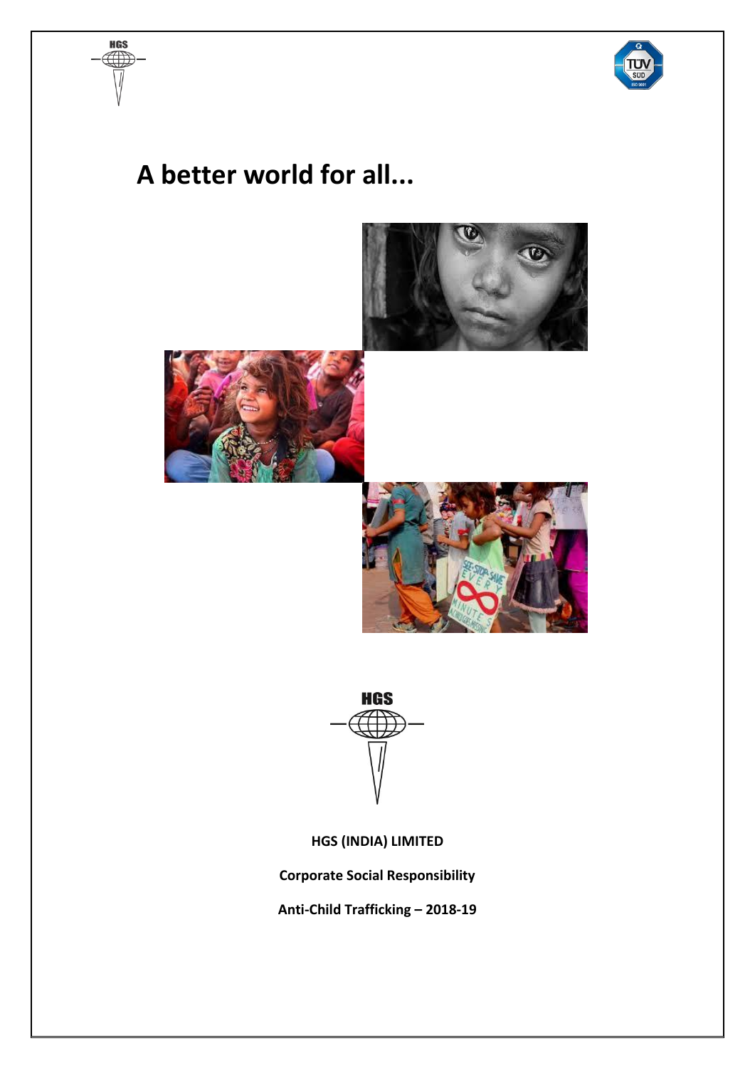# A better world for all...

**HGS (INDIA) LIMITED**

**Corporate Social Responsibility**

**Anti-Child Trafficking – 2018-19**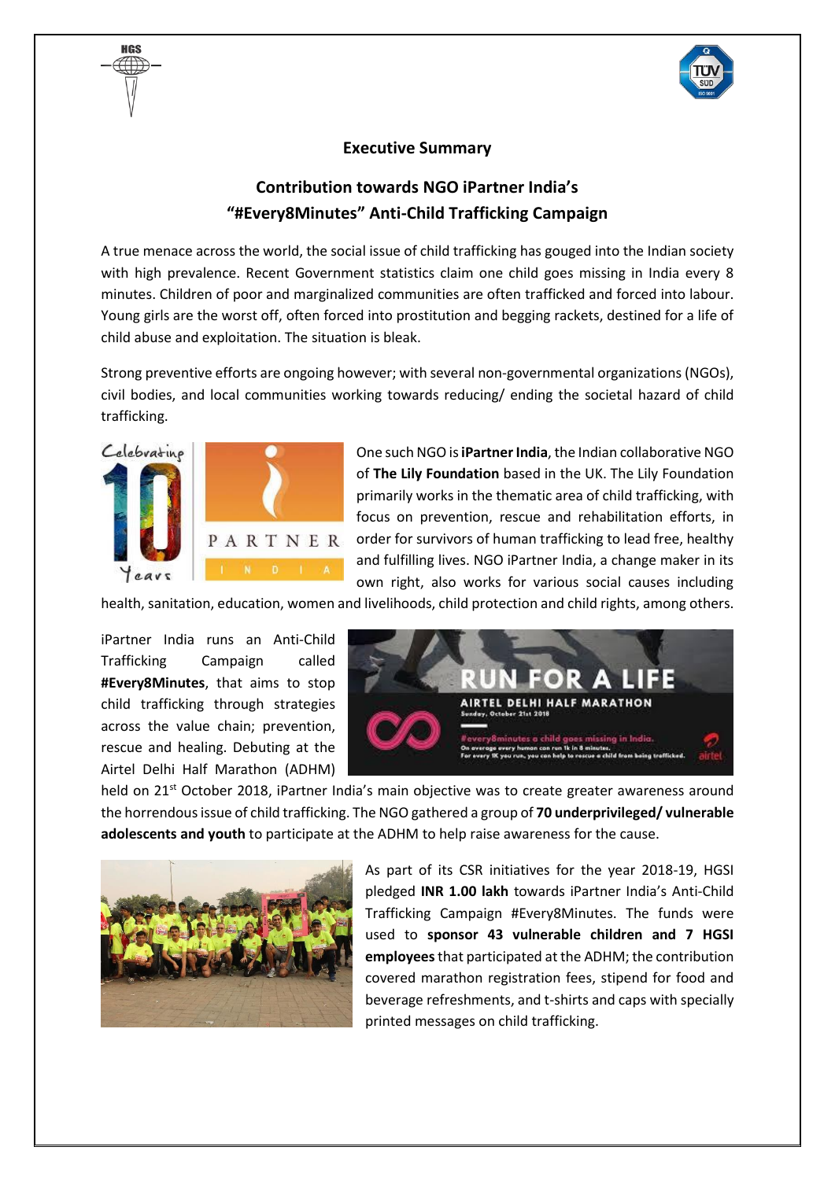## Executive Summary

## Contribution towards NGO iPartner India's "#Every8Minutes" Anti-Child Trafficking Campaign

A true menace across the world, the social issue of child trafficking has gouged into the Indian society with high prevalence. Recent Government statistics claim one child goes missing in India every 8 minutes. Children of poor and marginalized communities are often trafficked and forced into labour. Young girls are the worst off, often forced into prostitution and begging rackets, destined for a life of child abuse and exploitation. The situation is bleak.

Strong preventive efforts are ongoing however; with several non-governmental organizations (NGOs), civil bodies, and local communities working towards reducing/ ending the societal hazard of child trafficking.

One such NGO is **iPartner India**, the Indian collaborative NGO of **The Lily Foundation** based in the UK. The Lily Foundation primarily works in the thematic area of child trafficking, with focus on prevention, rescue and rehabilitation efforts, in order for survivors of human trafficking to lead free, healthy and fulfilling lives. NGO iPartner India, a change maker in its own right, also works for various social causes including health, sanitation, education, women and livelihoods, child protection and child rights, among others.

iPartner India runs an Anti-Child Trafficking Campaign called **#Every8Minutes**, that aims to stop child trafficking through strategies across the value chain; prevention, rescue and healing. Debuting at the Airtel Delhi Half Marathon (ADHM) held on 21st October 2018, iPartner India's main objective was to create greater awareness around the horrendous issue of child trafficking. The NGO gathered a group of **70 underprivileged/ vulnerable adolescents and youth** to participate at the ADHM to help raise awareness for the cause.

As part of its CSR initiatives for the year 2018-19, HGSI pledged **INR 1.00 lakh** towards iPartner India's Anti-Child Trafficking Campaign #Every8Minutes. The funds were used to **sponsor 43 vulnerable children and 7 HGSI employees** that participated at the ADHM; the contribution covered marathon registration fees, stipend for food and beverage refreshments, and t-shirts and caps with specially printed messages on child trafficking.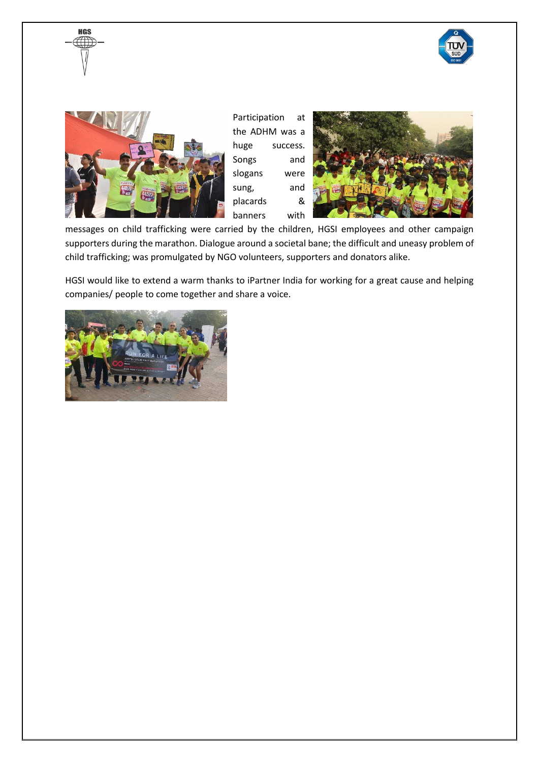Participation at the ADHM was a huge success. Songs and slogans were sung, and placards & banners with messages on child trafficking were carried by the children, HGSI employees and other campaign supporters during the marathon. Dialogue around a societal bane; the difficult and uneasy problem of child trafficking; was promulgated by NGO volunteers, supporters and donators alike.

HGSI would like to extend a warm thanks to iPartner India for working for a great cause and helping companies/ people to come together and share a voice.